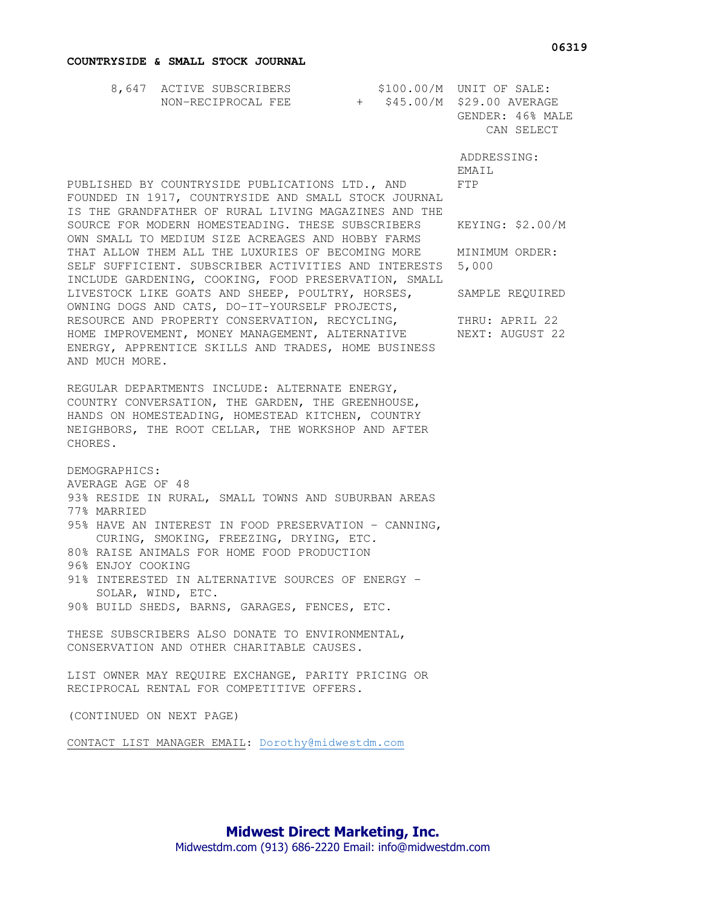**COUNTRYSIDE & SMALL STOCK JOURNAL**

06319

| | | |
|---|---|---|
| 8,647 ACTIVE SUBSCRIBERS | $100.00/M | UNIT OF SALE: |
| NON-RECIPROCAL FEE | + $45.00/M | $29.00 AVERAGE |

GENDER: 46% MALE
CAN SELECT

ADDRESSING:
EMAIL
FTP

KEYING: $2.00/M

MINIMUM ORDER:
5,000

SAMPLE REQUIRED

THRU: APRIL 22
NEXT: AUGUST 22

PUBLISHED BY COUNTRYSIDE PUBLICATIONS LTD., AND FOUNDED IN 1917, COUNTRYSIDE AND SMALL STOCK JOURNAL IS THE GRANDFATHER OF RURAL LIVING MAGAZINES AND THE SOURCE FOR MODERN HOMESTEADING. THESE SUBSCRIBERS OWN SMALL TO MEDIUM SIZE ACREAGES AND HOBBY FARMS THAT ALLOW THEM ALL THE LUXURIES OF BECOMING MORE SELF SUFFICIENT. SUBSCRIBER ACTIVITIES AND INTERESTS INCLUDE GARDENING, COOKING, FOOD PRESERVATION, SMALL LIVESTOCK LIKE GOATS AND SHEEP, POULTRY, HORSES, OWNING DOGS AND CATS, DO-IT-YOURSELF PROJECTS, RESOURCE AND PROPERTY CONSERVATION, RECYCLING, HOME IMPROVEMENT, MONEY MANAGEMENT, ALTERNATIVE ENERGY, APPRENTICE SKILLS AND TRADES, HOME BUSINESS AND MUCH MORE.

REGULAR DEPARTMENTS INCLUDE: ALTERNATE ENERGY, COUNTRY CONVERSATION, THE GARDEN, THE GREENHOUSE, HANDS ON HOMESTEADING, HOMESTEAD KITCHEN, COUNTRY NEIGHBORS, THE ROOT CELLAR, THE WORKSHOP AND AFTER CHORES.

DEMOGRAPHICS:
AVERAGE AGE OF 48
93% RESIDE IN RURAL, SMALL TOWNS AND SUBURBAN AREAS
77% MARRIED
95% HAVE AN INTEREST IN FOOD PRESERVATION - CANNING, CURING, SMOKING, FREEZING, DRYING, ETC.
80% RAISE ANIMALS FOR HOME FOOD PRODUCTION
96% ENJOY COOKING
91% INTERESTED IN ALTERNATIVE SOURCES OF ENERGY - SOLAR, WIND, ETC.
90% BUILD SHEDS, BARNS, GARAGES, FENCES, ETC.

THESE SUBSCRIBERS ALSO DONATE TO ENVIRONMENTAL, CONSERVATION AND OTHER CHARITABLE CAUSES.

LIST OWNER MAY REQUIRE EXCHANGE, PARITY PRICING OR RECIPROCAL RENTAL FOR COMPETITIVE OFFERS.

(CONTINUED ON NEXT PAGE)

CONTACT LIST MANAGER EMAIL: Dorothy@midwestdm.com

**Midwest Direct Marketing, Inc.**
Midwestdm.com (913) 686-2220 Email: info@midwestdm.com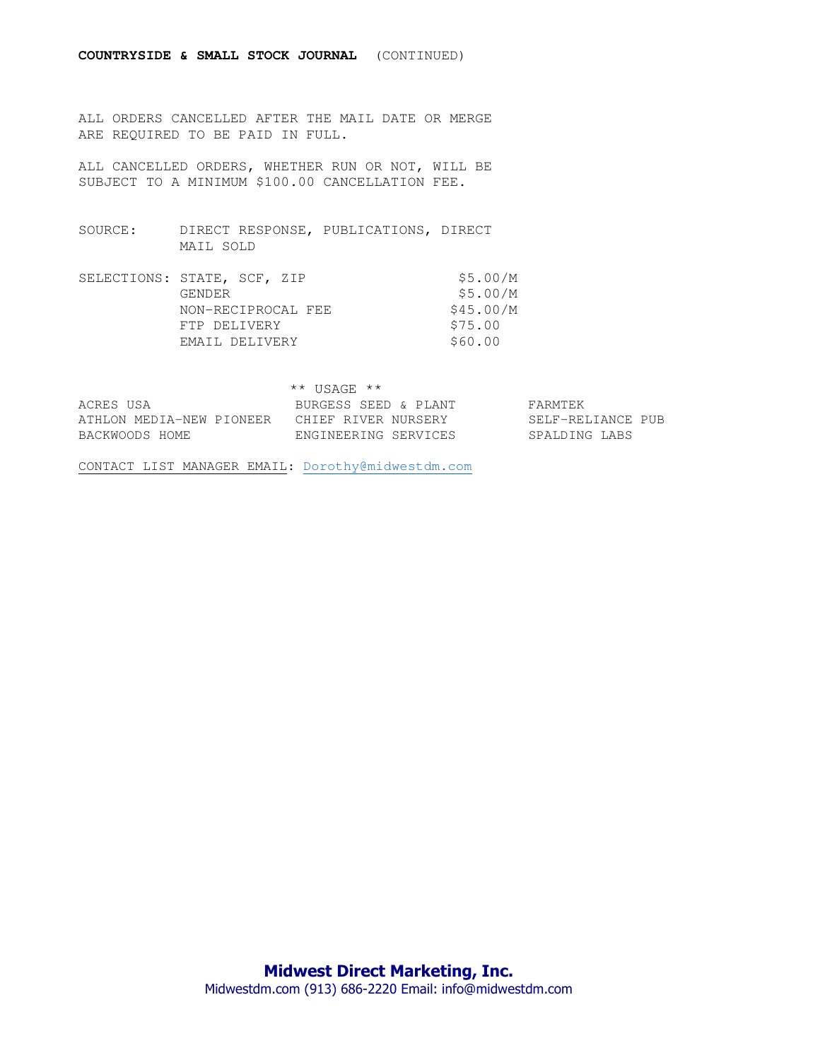**COUNTRYSIDE & SMALL STOCK JOURNAL** (CONTINUED)

ALL ORDERS CANCELLED AFTER THE MAIL DATE OR MERGE ARE REQUIRED TO BE PAID IN FULL.

ALL CANCELLED ORDERS, WHETHER RUN OR NOT, WILL BE SUBJECT TO A MINIMUM $100.00 CANCELLATION FEE.

SOURCE: DIRECT RESPONSE, PUBLICATIONS, DIRECT MAIL SOLD

| | | |
|---|---|---|
| SELECTIONS: | STATE, SCF, ZIP | $5.00/M |
| | GENDER | $5.00/M |
| | NON-RECIPROCAL FEE | $45.00/M |
| | FTP DELIVERY | $75.00 |
| | EMAIL DELIVERY | $60.00 |

** USAGE **

| | | |
|---|---|---|
| ACRES USA | BURGESS SEED & PLANT | FARMTEK |
| ATHLON MEDIA-NEW PIONEER | CHIEF RIVER NURSERY | SELF-RELIANCE PUB |
| BACKWOODS HOME | ENGINEERING SERVICES | SPALDING LABS |

CONTACT LIST MANAGER EMAIL: Dorothy@midwestdm.com

**Midwest Direct Marketing, Inc.**
Midwestdm.com (913) 686-2220 Email: info@midwestdm.com